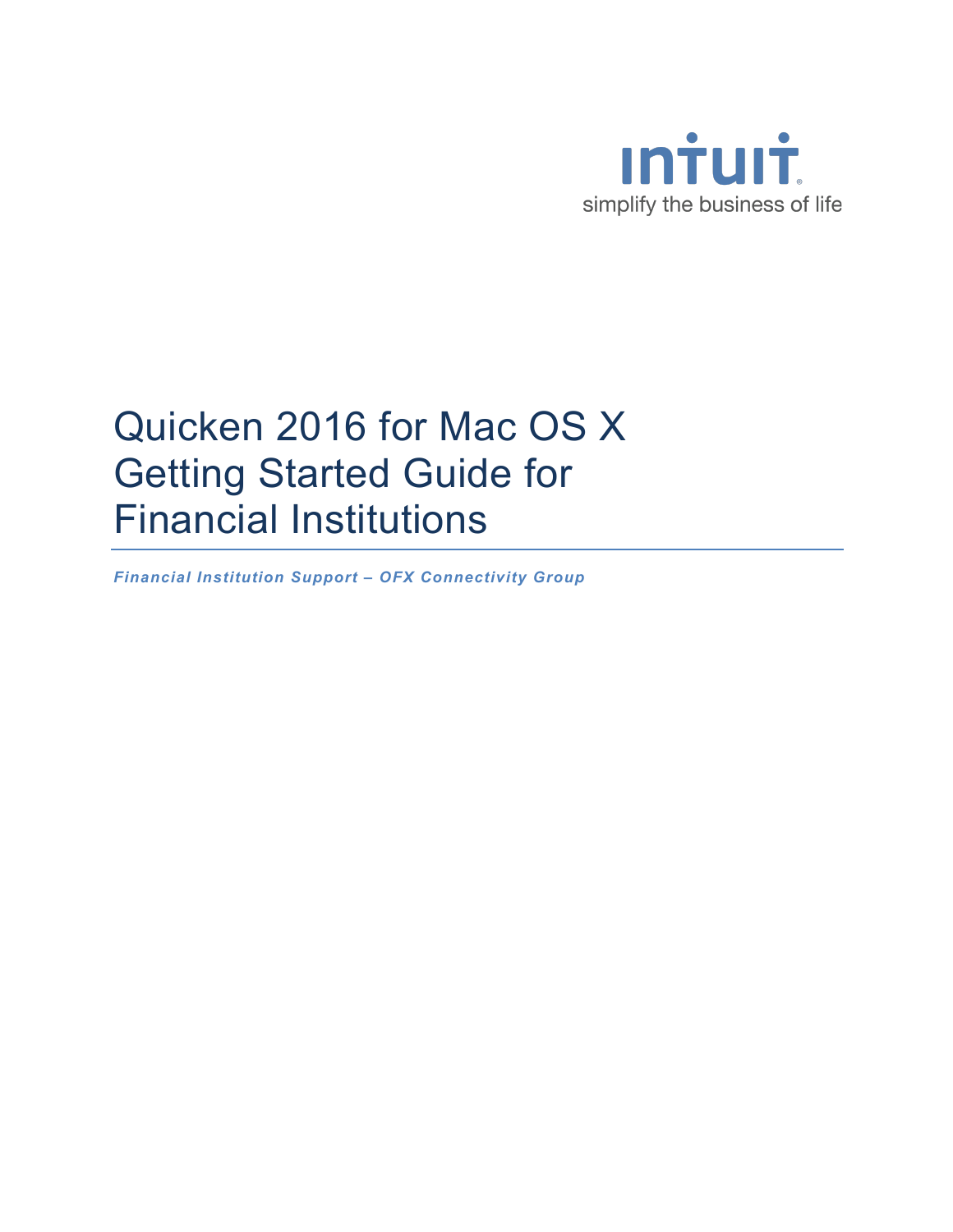intuit
simplify the business of life

# Quicken 2016 for Mac OS X Getting Started Guide for Financial Institutions

***Financial Institution Support – OFX Connectivity Group***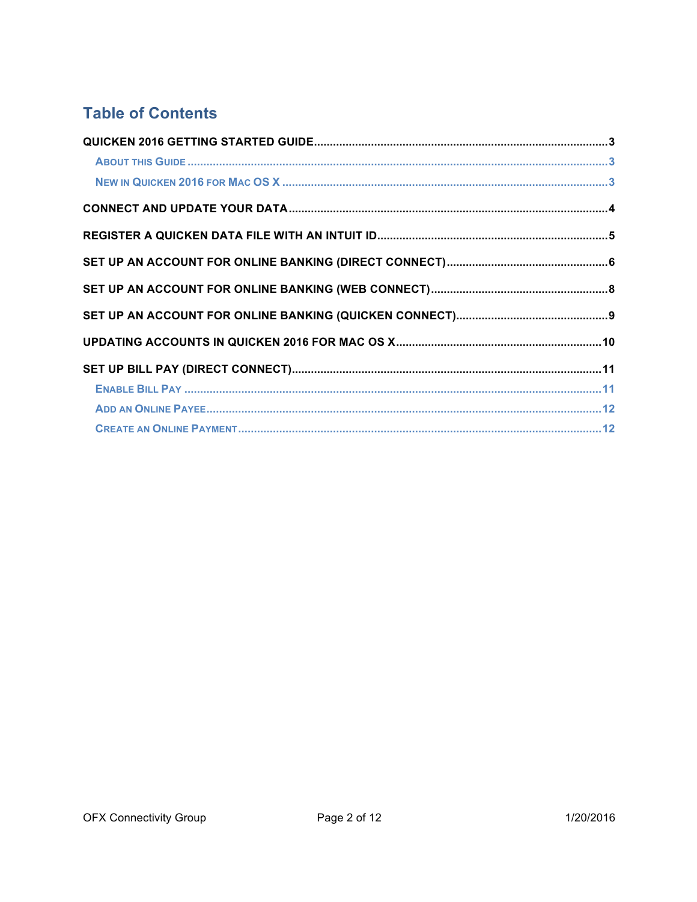# Table of Contents

**QUICKEN 2016 GETTING STARTED GUIDE** .......... 3

- About this Guide .......... 3
- New in Quicken 2016 for Mac OS X .......... 3

**CONNECT AND UPDATE YOUR DATA** .......... 4

**REGISTER A QUICKEN DATA FILE WITH AN INTUIT ID** .......... 5

**SET UP AN ACCOUNT FOR ONLINE BANKING (DIRECT CONNECT)** .......... 6

**SET UP AN ACCOUNT FOR ONLINE BANKING (WEB CONNECT)** .......... 8

**SET UP AN ACCOUNT FOR ONLINE BANKING (QUICKEN CONNECT)** .......... 9

**UPDATING ACCOUNTS IN QUICKEN 2016 FOR MAC OS X** .......... 10

**SET UP BILL PAY (DIRECT CONNECT)** .......... 11

- Enable Bill Pay .......... 11
- Add an Online Payee .......... 12
- Create an Online Payment .......... 12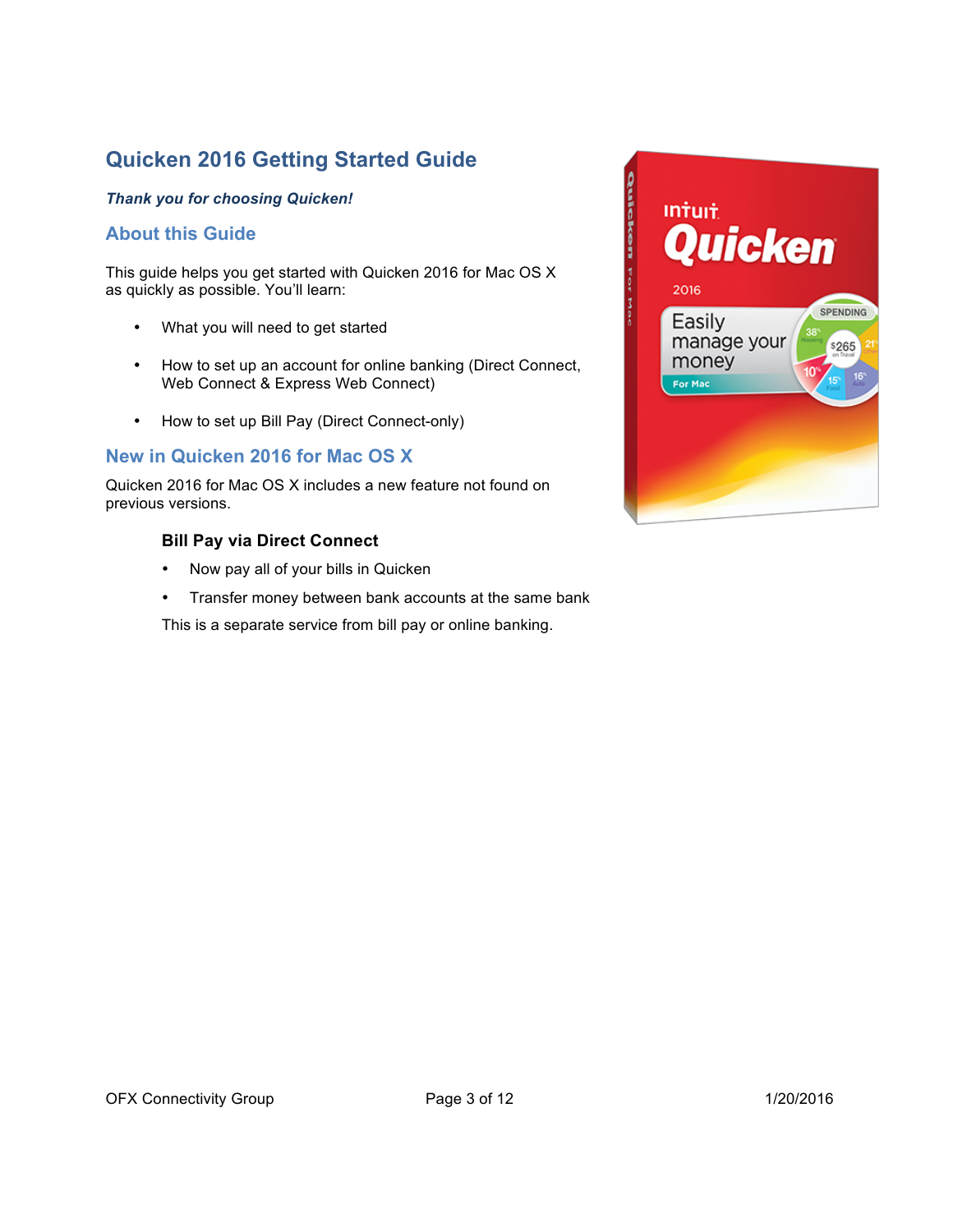# Quicken 2016 Getting Started Guide

***Thank you for choosing Quicken!***

## About this Guide

This guide helps you get started with Quicken 2016 for Mac OS X as quickly as possible. You'll learn:

- What you will need to get started
- How to set up an account for online banking (Direct Connect, Web Connect & Express Web Connect)
- How to set up Bill Pay (Direct Connect-only)

## New in Quicken 2016 for Mac OS X

Quicken 2016 for Mac OS X includes a new feature not found on previous versions.

**Bill Pay via Direct Connect**

- Now pay all of your bills in Quicken
- Transfer money between bank accounts at the same bank

This is a separate service from bill pay or online banking.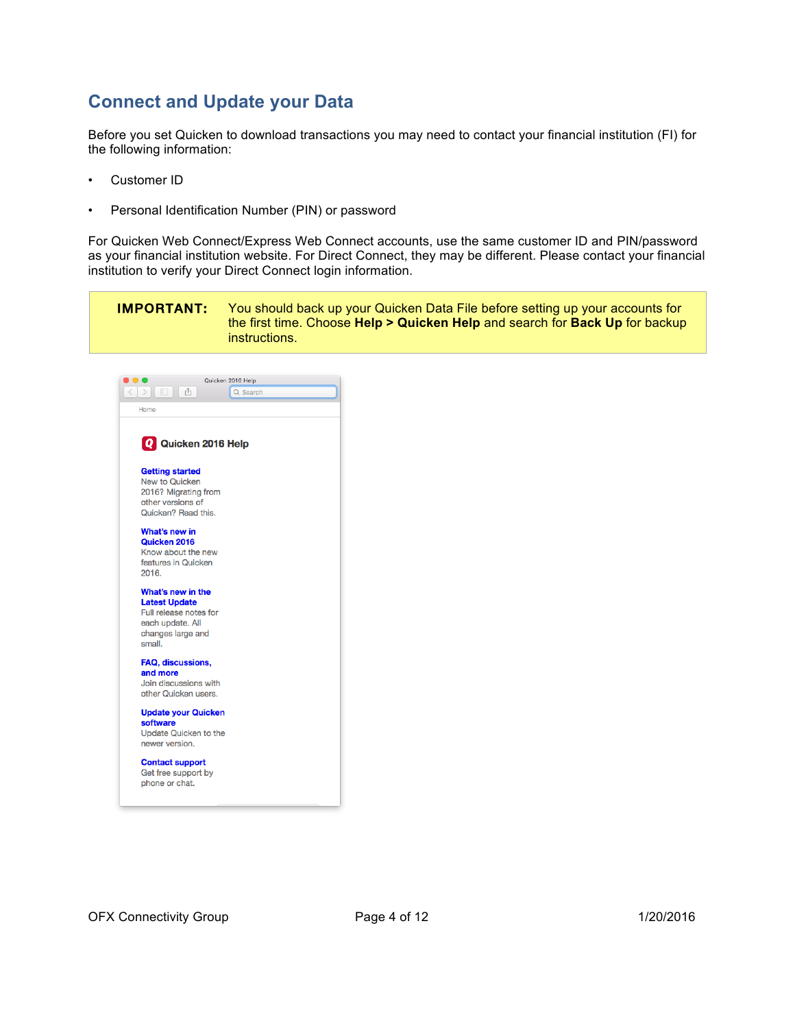## Connect and Update your Data

Before you set Quicken to download transactions you may need to contact your financial institution (FI) for the following information:

- Customer ID
- Personal Identification Number (PIN) or password

For Quicken Web Connect/Express Web Connect accounts, use the same customer ID and PIN/password as your financial institution website. For Direct Connect, they may be different. Please contact your financial institution to verify your Direct Connect login information.

| **IMPORTANT:** | You should back up your Quicken Data File before setting up your accounts for the first time. Choose **Help > Quicken Help** and search for **Back Up** for backup instructions. |
| --- | --- |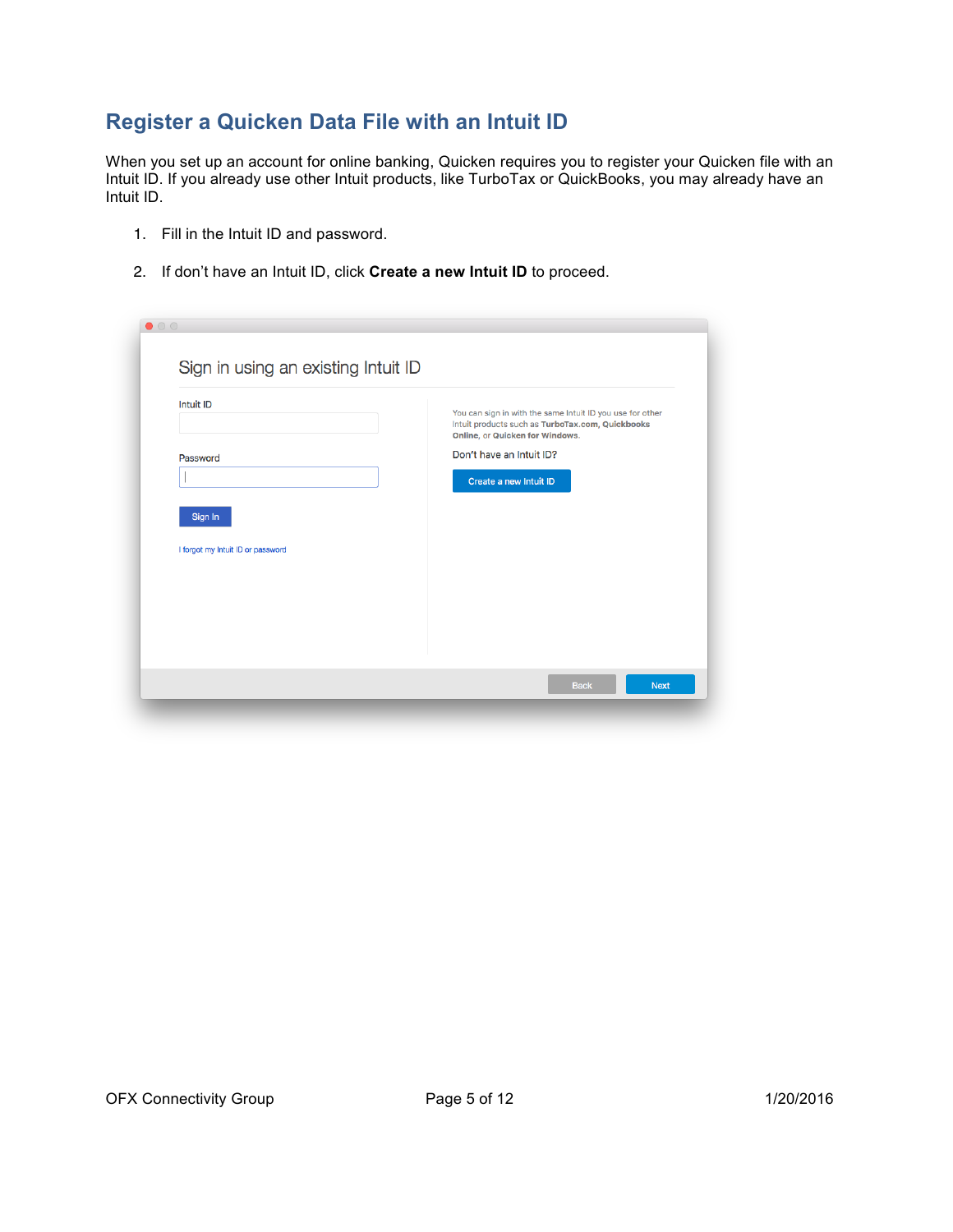## Register a Quicken Data File with an Intuit ID

When you set up an account for online banking, Quicken requires you to register your Quicken file with an Intuit ID. If you already use other Intuit products, like TurboTax or QuickBooks, you may already have an Intuit ID.

1. Fill in the Intuit ID and password.

2. If don't have an Intuit ID, click **Create a new Intuit ID** to proceed.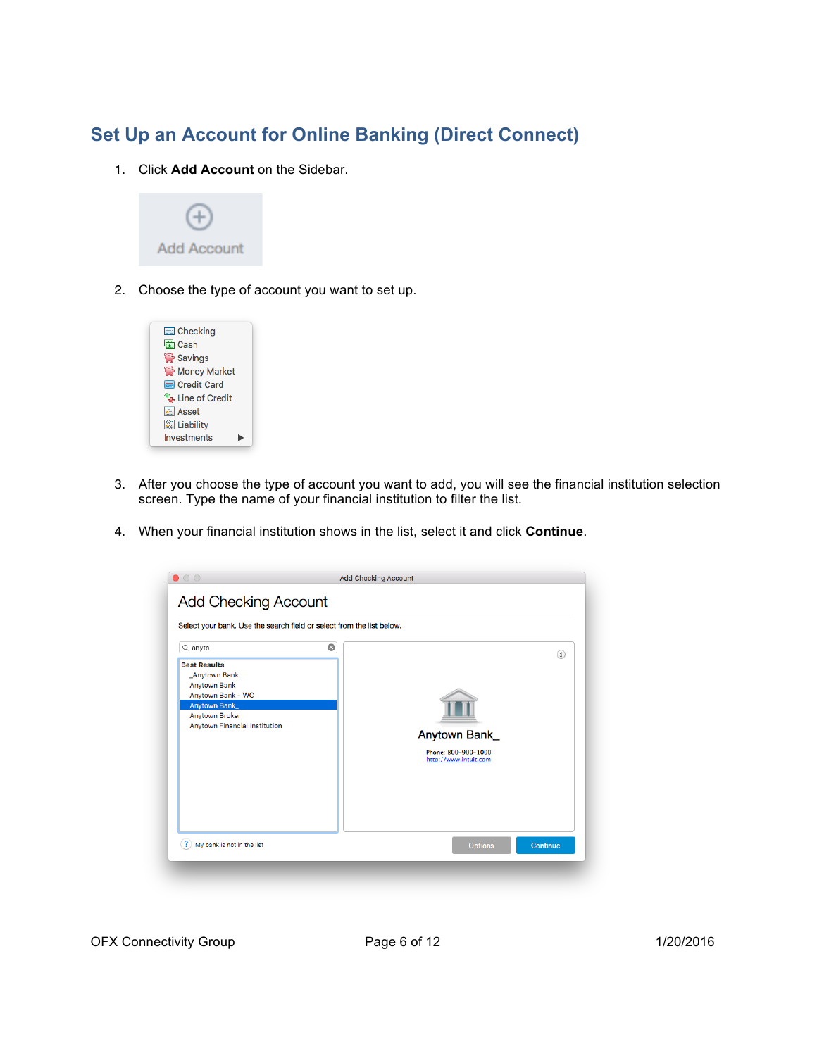## Set Up an Account for Online Banking (Direct Connect)

1. Click **Add Account** on the Sidebar.

2. Choose the type of account you want to set up.

3. After you choose the type of account you want to add, you will see the financial institution selection screen. Type the name of your financial institution to filter the list.

4. When your financial institution shows in the list, select it and click **Continue**.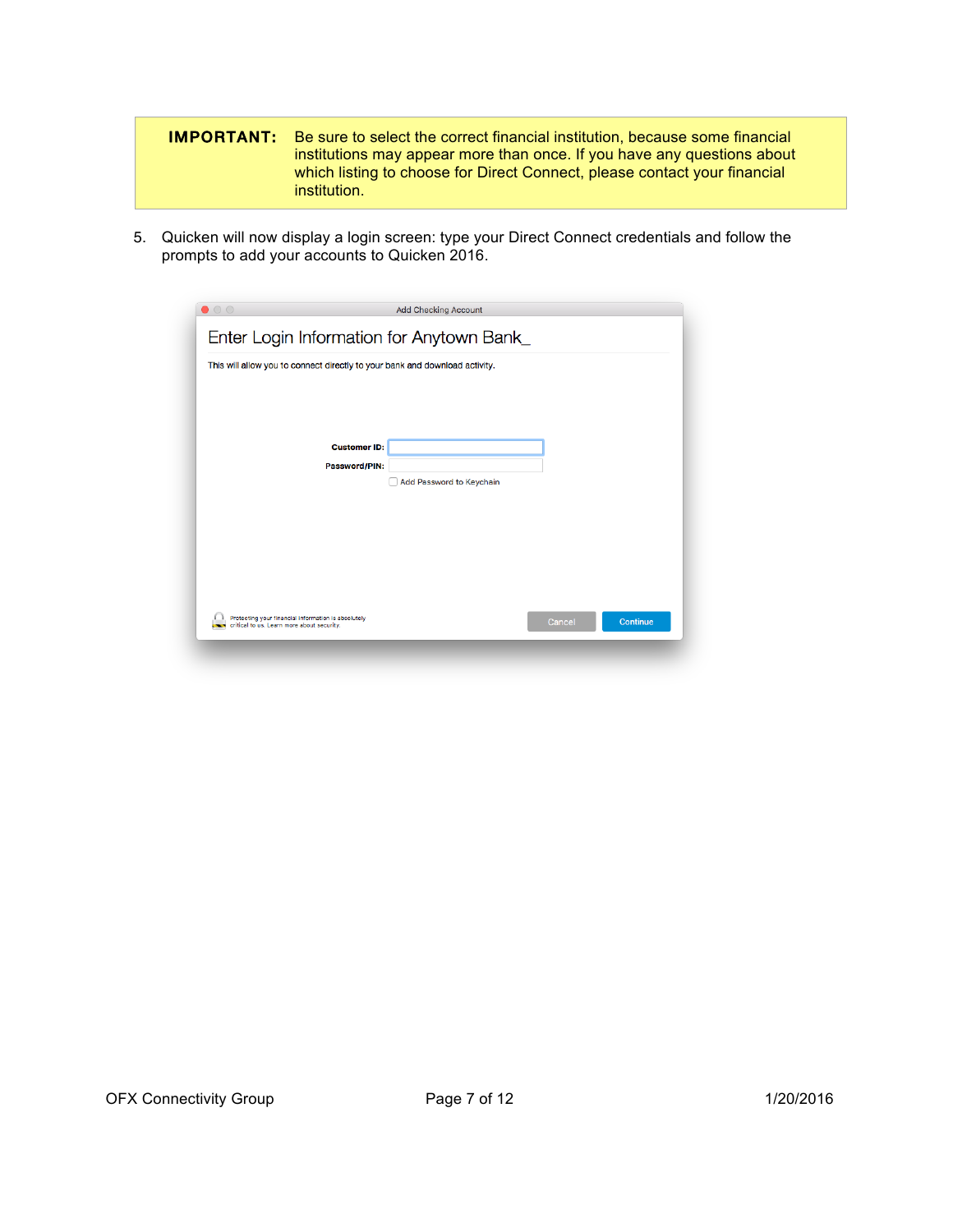| **IMPORTANT:** | Be sure to select the correct financial institution, because some financial institutions may appear more than once. If you have any questions about which listing to choose for Direct Connect, please contact your financial institution. |
|---|---|

5. Quicken will now display a login screen: type your Direct Connect credentials and follow the prompts to add your accounts to Quicken 2016.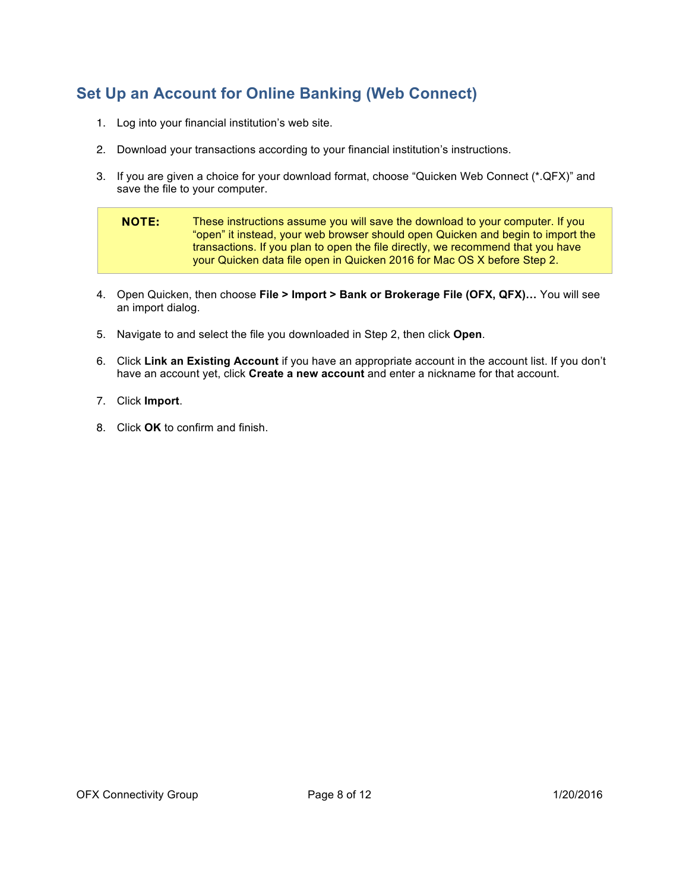## Set Up an Account for Online Banking (Web Connect)

1. Log into your financial institution's web site.

2. Download your transactions according to your financial institution's instructions.

3. If you are given a choice for your download format, choose "Quicken Web Connect (*.QFX)" and save the file to your computer.

> **NOTE:** These instructions assume you will save the download to your computer. If you "open" it instead, your web browser should open Quicken and begin to import the transactions. If you plan to open the file directly, we recommend that you have your Quicken data file open in Quicken 2016 for Mac OS X before Step 2.

4. Open Quicken, then choose **File > Import > Bank or Brokerage File (OFX, QFX)…** You will see an import dialog.

5. Navigate to and select the file you downloaded in Step 2, then click **Open**.

6. Click **Link an Existing Account** if you have an appropriate account in the account list. If you don't have an account yet, click **Create a new account** and enter a nickname for that account.

7. Click **Import**.

8. Click **OK** to confirm and finish.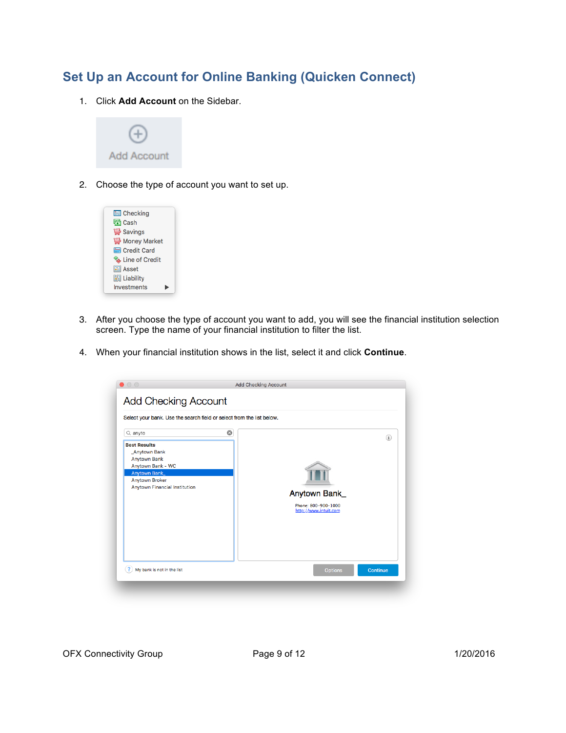## Set Up an Account for Online Banking (Quicken Connect)

1. Click **Add Account** on the Sidebar.

2. Choose the type of account you want to set up.

3. After you choose the type of account you want to add, you will see the financial institution selection screen. Type the name of your financial institution to filter the list.

4. When your financial institution shows in the list, select it and click **Continue**.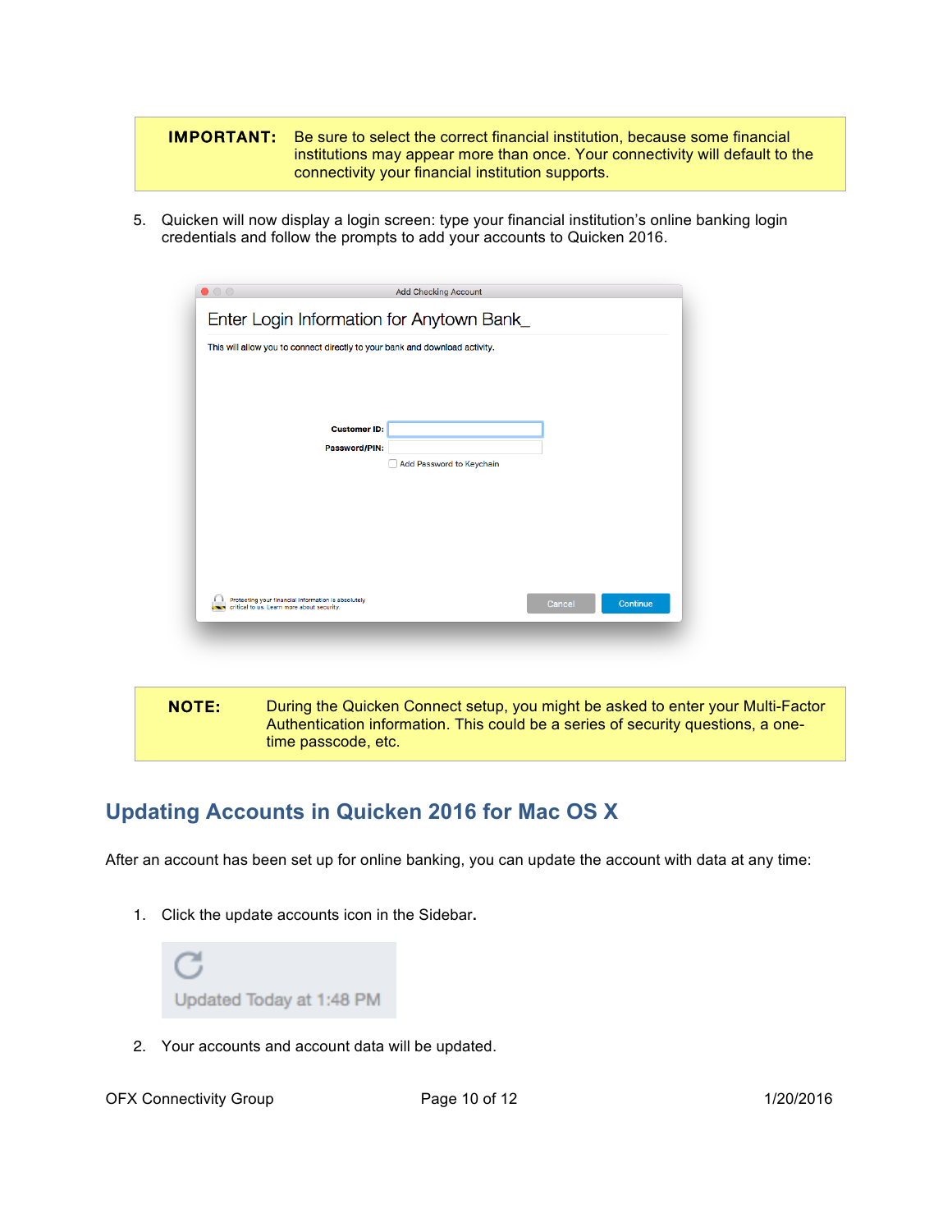> **IMPORTANT:** Be sure to select the correct financial institution, because some financial institutions may appear more than once. Your connectivity will default to the connectivity your financial institution supports.

5. Quicken will now display a login screen: type your financial institution's online banking login credentials and follow the prompts to add your accounts to Quicken 2016.

> **NOTE:** During the Quicken Connect setup, you might be asked to enter your Multi-Factor Authentication information. This could be a series of security questions, a one-time passcode, etc.

## Updating Accounts in Quicken 2016 for Mac OS X

After an account has been set up for online banking, you can update the account with data at any time:

1. Click the update accounts icon in the Sidebar.

2. Your accounts and account data will be updated.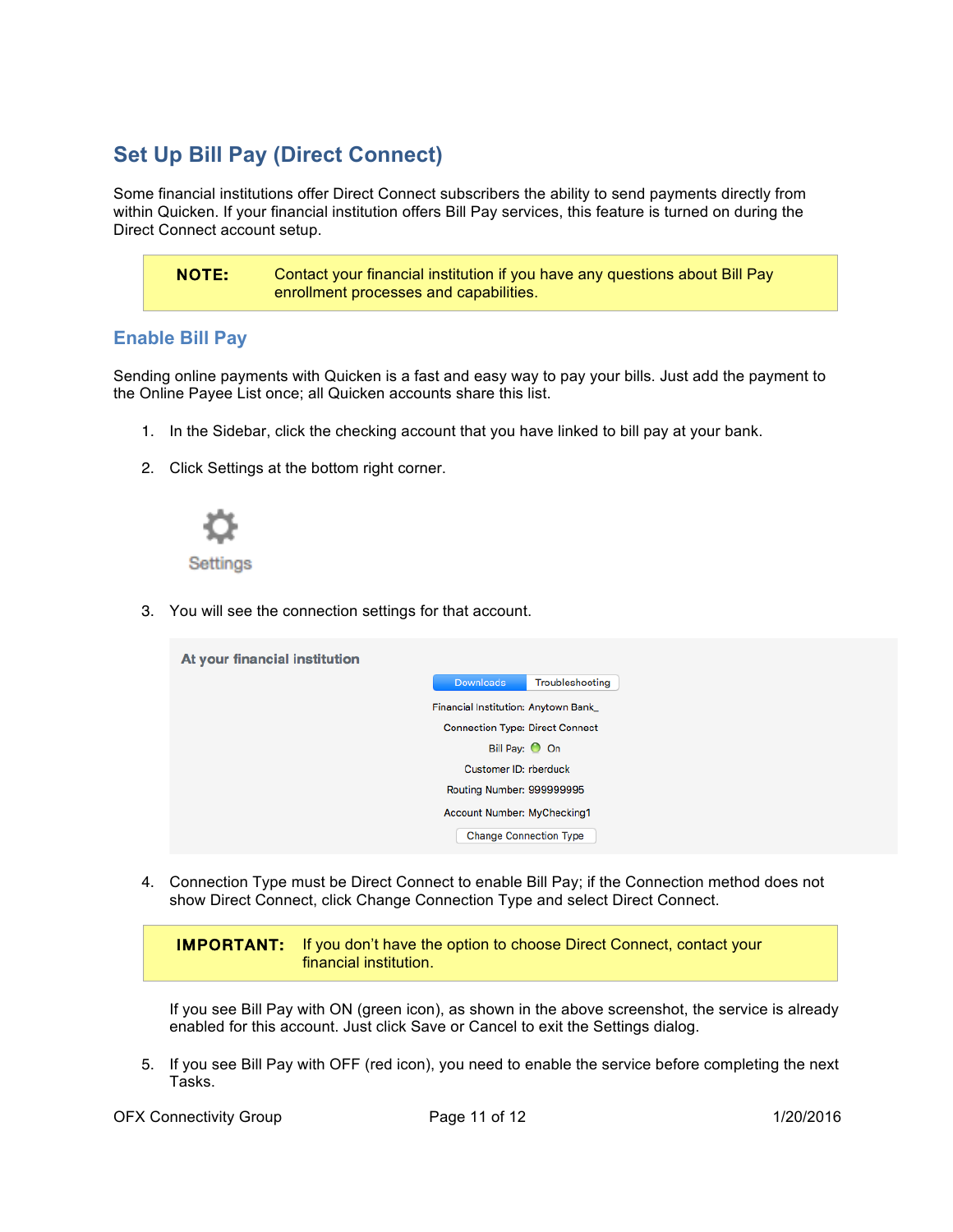## Set Up Bill Pay (Direct Connect)

Some financial institutions offer Direct Connect subscribers the ability to send payments directly from within Quicken. If your financial institution offers Bill Pay services, this feature is turned on during the Direct Connect account setup.

> **NOTE:** Contact your financial institution if you have any questions about Bill Pay enrollment processes and capabilities.

### Enable Bill Pay

Sending online payments with Quicken is a fast and easy way to pay your bills. Just add the payment to the Online Payee List once; all Quicken accounts share this list.

1. In the Sidebar, click the checking account that you have linked to bill pay at your bank.

2. Click Settings at the bottom right corner.

   Settings

3. You will see the connection settings for that account.

   **At your financial institution**

   Downloads | Troubleshooting

   Financial Institution: Anytown Bank_
   Connection Type: Direct Connect
   Bill Pay: On
   Customer ID: rberduck
   Routing Number: 999999995
   Account Number: MyChecking1

   Change Connection Type

4. Connection Type must be Direct Connect to enable Bill Pay; if the Connection method does not show Direct Connect, click Change Connection Type and select Direct Connect.

   > **IMPORTANT:** If you don't have the option to choose Direct Connect, contact your financial institution.

   If you see Bill Pay with ON (green icon), as shown in the above screenshot, the service is already enabled for this account. Just click Save or Cancel to exit the Settings dialog.

5. If you see Bill Pay with OFF (red icon), you need to enable the service before completing the next Tasks.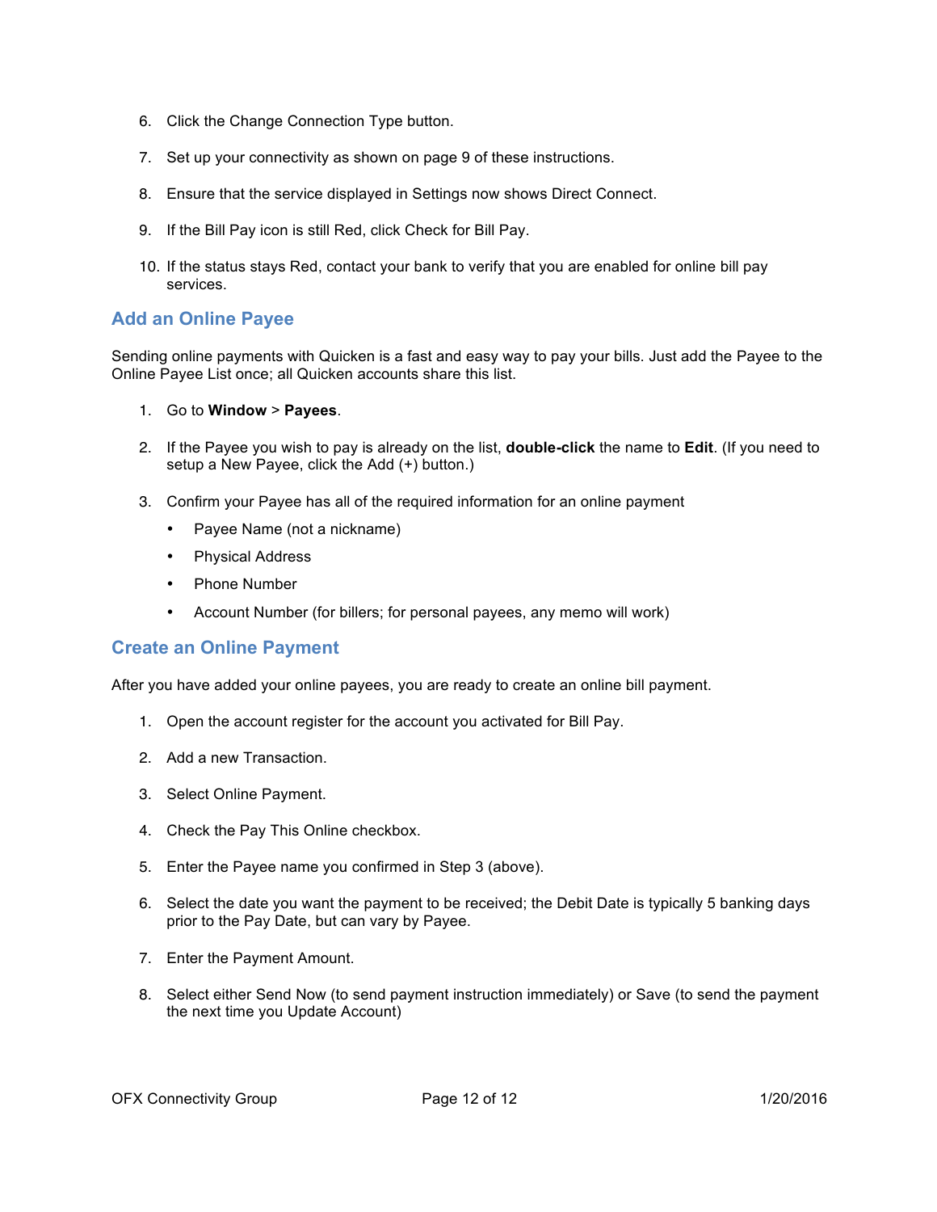6. Click the Change Connection Type button.

7. Set up your connectivity as shown on page 9 of these instructions.

8. Ensure that the service displayed in Settings now shows Direct Connect.

9. If the Bill Pay icon is still Red, click Check for Bill Pay.

10. If the status stays Red, contact your bank to verify that you are enabled for online bill pay services.

## Add an Online Payee

Sending online payments with Quicken is a fast and easy way to pay your bills. Just add the Payee to the Online Payee List once; all Quicken accounts share this list.

1. Go to **Window** > **Payees**.

2. If the Payee you wish to pay is already on the list, **double-click** the name to **Edit**. (If you need to setup a New Payee, click the Add (+) button.)

3. Confirm your Payee has all of the required information for an online payment
   - Payee Name (not a nickname)
   - Physical Address
   - Phone Number
   - Account Number (for billers; for personal payees, any memo will work)

## Create an Online Payment

After you have added your online payees, you are ready to create an online bill payment.

1. Open the account register for the account you activated for Bill Pay.

2. Add a new Transaction.

3. Select Online Payment.

4. Check the Pay This Online checkbox.

5. Enter the Payee name you confirmed in Step 3 (above).

6. Select the date you want the payment to be received; the Debit Date is typically 5 banking days prior to the Pay Date, but can vary by Payee.

7. Enter the Payment Amount.

8. Select either Send Now (to send payment instruction immediately) or Save (to send the payment the next time you Update Account)